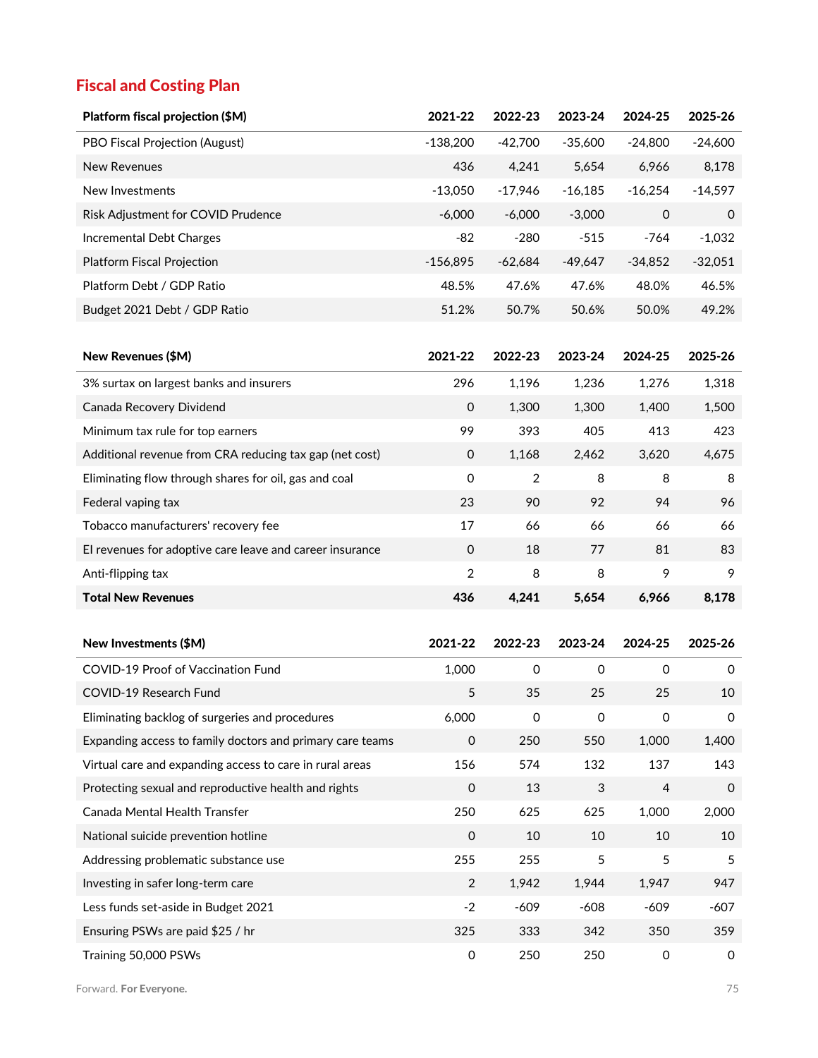## Fiscal and Costing Plan

| Platform fiscal projection ($M) | 2021-22 | 2022-23 | 2023-24 | 2024-25 | 2025-26 |
|---|---|---|---|---|---|
| PBO Fiscal Projection (August) | -138,200 | -42,700 | -35,600 | -24,800 | -24,600 |
| New Revenues | 436 | 4,241 | 5,654 | 6,966 | 8,178 |
| New Investments | -13,050 | -17,946 | -16,185 | -16,254 | -14,597 |
| Risk Adjustment for COVID Prudence | -6,000 | -6,000 | -3,000 | 0 | 0 |
| Incremental Debt Charges | -82 | -280 | -515 | -764 | -1,032 |
| Platform Fiscal Projection | -156,895 | -62,684 | -49,647 | -34,852 | -32,051 |
| Platform Debt / GDP Ratio | 48.5% | 47.6% | 47.6% | 48.0% | 46.5% |
| Budget 2021 Debt / GDP Ratio | 51.2% | 50.7% | 50.6% | 50.0% | 49.2% |

| New Revenues ($M) | 2021-22 | 2022-23 | 2023-24 | 2024-25 | 2025-26 |
|---|---|---|---|---|---|
| 3% surtax on largest banks and insurers | 296 | 1,196 | 1,236 | 1,276 | 1,318 |
| Canada Recovery Dividend | 0 | 1,300 | 1,300 | 1,400 | 1,500 |
| Minimum tax rule for top earners | 99 | 393 | 405 | 413 | 423 |
| Additional revenue from CRA reducing tax gap (net cost) | 0 | 1,168 | 2,462 | 3,620 | 4,675 |
| Eliminating flow through shares for oil, gas and coal | 0 | 2 | 8 | 8 | 8 |
| Federal vaping tax | 23 | 90 | 92 | 94 | 96 |
| Tobacco manufacturers' recovery fee | 17 | 66 | 66 | 66 | 66 |
| EI revenues for adoptive care leave and career insurance | 0 | 18 | 77 | 81 | 83 |
| Anti-flipping tax | 2 | 8 | 8 | 9 | 9 |
| **Total New Revenues** | **436** | **4,241** | **5,654** | **6,966** | **8,178** |

| New Investments ($M) | 2021-22 | 2022-23 | 2023-24 | 2024-25 | 2025-26 |
|---|---|---|---|---|---|
| COVID-19 Proof of Vaccination Fund | 1,000 | 0 | 0 | 0 | 0 |
| COVID-19 Research Fund | 5 | 35 | 25 | 25 | 10 |
| Eliminating backlog of surgeries and procedures | 6,000 | 0 | 0 | 0 | 0 |
| Expanding access to family doctors and primary care teams | 0 | 250 | 550 | 1,000 | 1,400 |
| Virtual care and expanding access to care in rural areas | 156 | 574 | 132 | 137 | 143 |
| Protecting sexual and reproductive health and rights | 0 | 13 | 3 | 4 | 0 |
| Canada Mental Health Transfer | 250 | 625 | 625 | 1,000 | 2,000 |
| National suicide prevention hotline | 0 | 10 | 10 | 10 | 10 |
| Addressing problematic substance use | 255 | 255 | 5 | 5 | 5 |
| Investing in safer long-term care | 2 | 1,942 | 1,944 | 1,947 | 947 |
| Less funds set-aside in Budget 2021 | -2 | -609 | -608 | -609 | -607 |
| Ensuring PSWs are paid $25 / hr | 325 | 333 | 342 | 350 | 359 |
| Training 50,000 PSWs | 0 | 250 | 250 | 0 | 0 |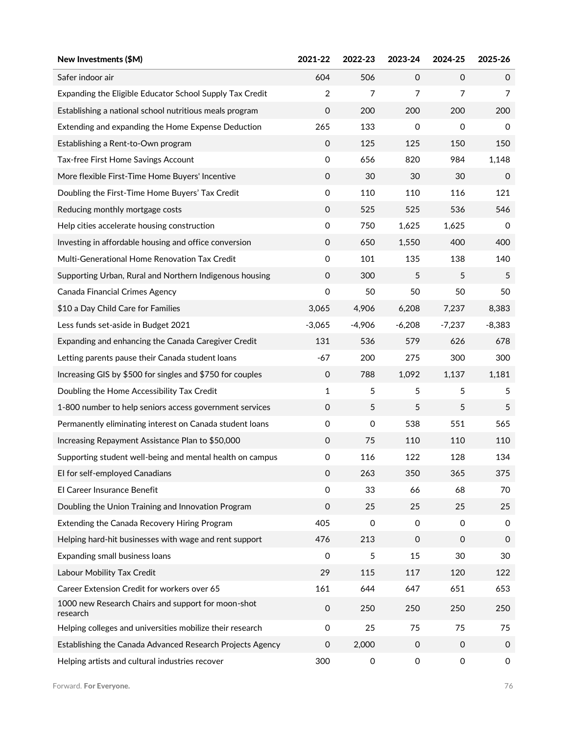| New Investments ($M) | 2021-22 | 2022-23 | 2023-24 | 2024-25 | 2025-26 |
|---|---|---|---|---|---|
| Safer indoor air | 604 | 506 | 0 | 0 | 0 |
| Expanding the Eligible Educator School Supply Tax Credit | 2 | 7 | 7 | 7 | 7 |
| Establishing a national school nutritious meals program | 0 | 200 | 200 | 200 | 200 |
| Extending and expanding the Home Expense Deduction | 265 | 133 | 0 | 0 | 0 |
| Establishing a Rent-to-Own program | 0 | 125 | 125 | 150 | 150 |
| Tax-free First Home Savings Account | 0 | 656 | 820 | 984 | 1,148 |
| More flexible First-Time Home Buyers' Incentive | 0 | 30 | 30 | 30 | 0 |
| Doubling the First-Time Home Buyers' Tax Credit | 0 | 110 | 110 | 116 | 121 |
| Reducing monthly mortgage costs | 0 | 525 | 525 | 536 | 546 |
| Help cities accelerate housing construction | 0 | 750 | 1,625 | 1,625 | 0 |
| Investing in affordable housing and office conversion | 0 | 650 | 1,550 | 400 | 400 |
| Multi-Generational Home Renovation Tax Credit | 0 | 101 | 135 | 138 | 140 |
| Supporting Urban, Rural and Northern Indigenous housing | 0 | 300 | 5 | 5 | 5 |
| Canada Financial Crimes Agency | 0 | 50 | 50 | 50 | 50 |
| $10 a Day Child Care for Families | 3,065 | 4,906 | 6,208 | 7,237 | 8,383 |
| Less funds set-aside in Budget 2021 | -3,065 | -4,906 | -6,208 | -7,237 | -8,383 |
| Expanding and enhancing the Canada Caregiver Credit | 131 | 536 | 579 | 626 | 678 |
| Letting parents pause their Canada student loans | -67 | 200 | 275 | 300 | 300 |
| Increasing GIS by $500 for singles and $750 for couples | 0 | 788 | 1,092 | 1,137 | 1,181 |
| Doubling the Home Accessibility Tax Credit | 1 | 5 | 5 | 5 | 5 |
| 1-800 number to help seniors access government services | 0 | 5 | 5 | 5 | 5 |
| Permanently eliminating interest on Canada student loans | 0 | 0 | 538 | 551 | 565 |
| Increasing Repayment Assistance Plan to $50,000 | 0 | 75 | 110 | 110 | 110 |
| Supporting student well-being and mental health on campus | 0 | 116 | 122 | 128 | 134 |
| EI for self-employed Canadians | 0 | 263 | 350 | 365 | 375 |
| EI Career Insurance Benefit | 0 | 33 | 66 | 68 | 70 |
| Doubling the Union Training and Innovation Program | 0 | 25 | 25 | 25 | 25 |
| Extending the Canada Recovery Hiring Program | 405 | 0 | 0 | 0 | 0 |
| Helping hard-hit businesses with wage and rent support | 476 | 213 | 0 | 0 | 0 |
| Expanding small business loans | 0 | 5 | 15 | 30 | 30 |
| Labour Mobility Tax Credit | 29 | 115 | 117 | 120 | 122 |
| Career Extension Credit for workers over 65 | 161 | 644 | 647 | 651 | 653 |
| 1000 new Research Chairs and support for moon-shot research | 0 | 250 | 250 | 250 | 250 |
| Helping colleges and universities mobilize their research | 0 | 25 | 75 | 75 | 75 |
| Establishing the Canada Advanced Research Projects Agency | 0 | 2,000 | 0 | 0 | 0 |
| Helping artists and cultural industries recover | 300 | 0 | 0 | 0 | 0 |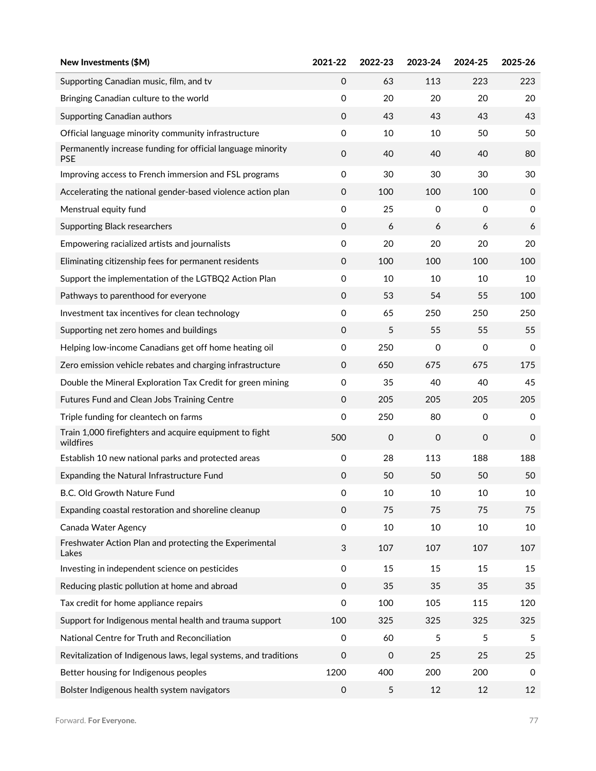| New Investments ($M) | 2021-22 | 2022-23 | 2023-24 | 2024-25 | 2025-26 |
|---|---|---|---|---|---|
| Supporting Canadian music, film, and tv | 0 | 63 | 113 | 223 | 223 |
| Bringing Canadian culture to the world | 0 | 20 | 20 | 20 | 20 |
| Supporting Canadian authors | 0 | 43 | 43 | 43 | 43 |
| Official language minority community infrastructure | 0 | 10 | 10 | 50 | 50 |
| Permanently increase funding for official language minority PSE | 0 | 40 | 40 | 40 | 80 |
| Improving access to French immersion and FSL programs | 0 | 30 | 30 | 30 | 30 |
| Accelerating the national gender-based violence action plan | 0 | 100 | 100 | 100 | 0 |
| Menstrual equity fund | 0 | 25 | 0 | 0 | 0 |
| Supporting Black researchers | 0 | 6 | 6 | 6 | 6 |
| Empowering racialized artists and journalists | 0 | 20 | 20 | 20 | 20 |
| Eliminating citizenship fees for permanent residents | 0 | 100 | 100 | 100 | 100 |
| Support the implementation of the LGTBQ2 Action Plan | 0 | 10 | 10 | 10 | 10 |
| Pathways to parenthood for everyone | 0 | 53 | 54 | 55 | 100 |
| Investment tax incentives for clean technology | 0 | 65 | 250 | 250 | 250 |
| Supporting net zero homes and buildings | 0 | 5 | 55 | 55 | 55 |
| Helping low-income Canadians get off home heating oil | 0 | 250 | 0 | 0 | 0 |
| Zero emission vehicle rebates and charging infrastructure | 0 | 650 | 675 | 675 | 175 |
| Double the Mineral Exploration Tax Credit for green mining | 0 | 35 | 40 | 40 | 45 |
| Futures Fund and Clean Jobs Training Centre | 0 | 205 | 205 | 205 | 205 |
| Triple funding for cleantech on farms | 0 | 250 | 80 | 0 | 0 |
| Train 1,000 firefighters and acquire equipment to fight wildfires | 500 | 0 | 0 | 0 | 0 |
| Establish 10 new national parks and protected areas | 0 | 28 | 113 | 188 | 188 |
| Expanding the Natural Infrastructure Fund | 0 | 50 | 50 | 50 | 50 |
| B.C. Old Growth Nature Fund | 0 | 10 | 10 | 10 | 10 |
| Expanding coastal restoration and shoreline cleanup | 0 | 75 | 75 | 75 | 75 |
| Canada Water Agency | 0 | 10 | 10 | 10 | 10 |
| Freshwater Action Plan and protecting the Experimental Lakes | 3 | 107 | 107 | 107 | 107 |
| Investing in independent science on pesticides | 0 | 15 | 15 | 15 | 15 |
| Reducing plastic pollution at home and abroad | 0 | 35 | 35 | 35 | 35 |
| Tax credit for home appliance repairs | 0 | 100 | 105 | 115 | 120 |
| Support for Indigenous mental health and trauma support | 100 | 325 | 325 | 325 | 325 |
| National Centre for Truth and Reconciliation | 0 | 60 | 5 | 5 | 5 |
| Revitalization of Indigenous laws, legal systems, and traditions | 0 | 0 | 25 | 25 | 25 |
| Better housing for Indigenous peoples | 1200 | 400 | 200 | 200 | 0 |
| Bolster Indigenous health system navigators | 0 | 5 | 12 | 12 | 12 |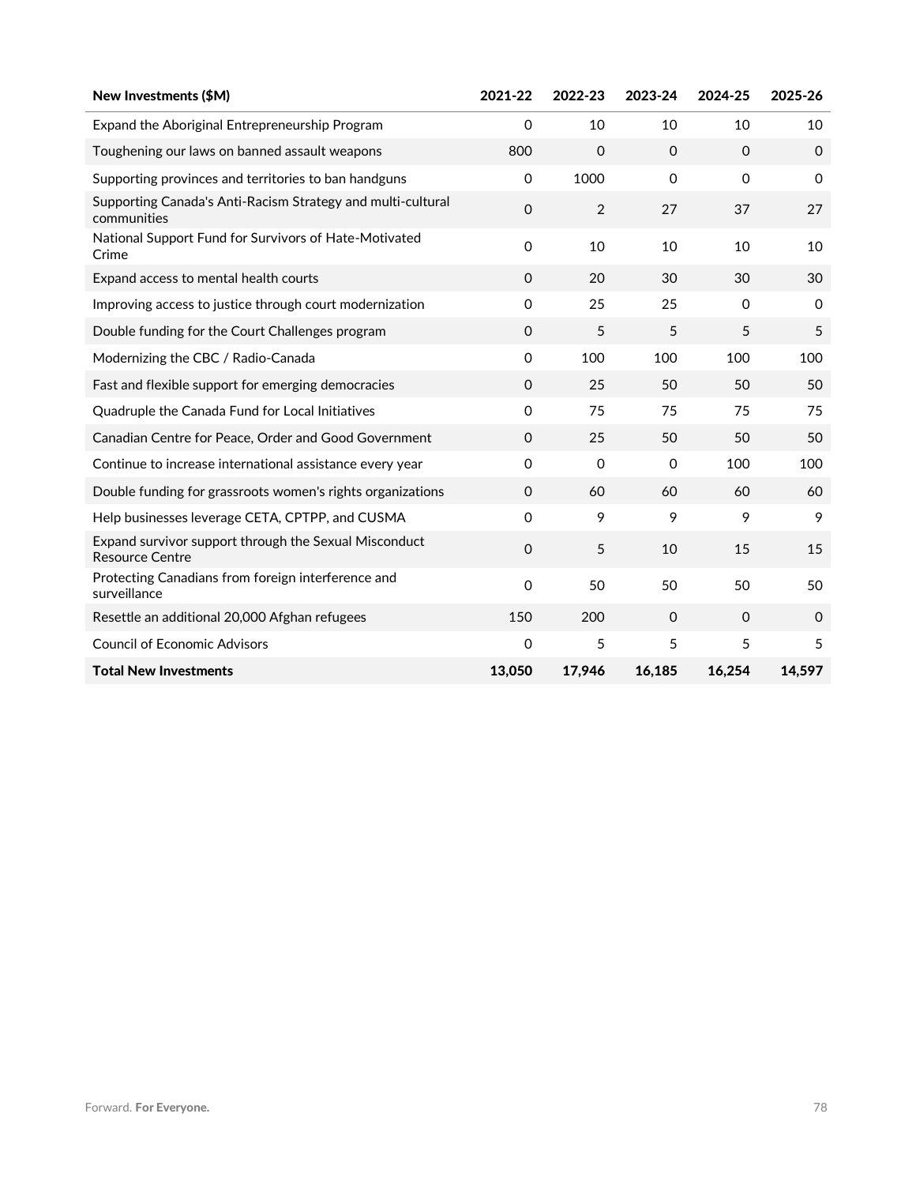| New Investments ($M) | 2021-22 | 2022-23 | 2023-24 | 2024-25 | 2025-26 |
|---|---|---|---|---|---|
| Expand the Aboriginal Entrepreneurship Program | 0 | 10 | 10 | 10 | 10 |
| Toughening our laws on banned assault weapons | 800 | 0 | 0 | 0 | 0 |
| Supporting provinces and territories to ban handguns | 0 | 1000 | 0 | 0 | 0 |
| Supporting Canada's Anti-Racism Strategy and multi-cultural communities | 0 | 2 | 27 | 37 | 27 |
| National Support Fund for Survivors of Hate-Motivated Crime | 0 | 10 | 10 | 10 | 10 |
| Expand access to mental health courts | 0 | 20 | 30 | 30 | 30 |
| Improving access to justice through court modernization | 0 | 25 | 25 | 0 | 0 |
| Double funding for the Court Challenges program | 0 | 5 | 5 | 5 | 5 |
| Modernizing the CBC / Radio-Canada | 0 | 100 | 100 | 100 | 100 |
| Fast and flexible support for emerging democracies | 0 | 25 | 50 | 50 | 50 |
| Quadruple the Canada Fund for Local Initiatives | 0 | 75 | 75 | 75 | 75 |
| Canadian Centre for Peace, Order and Good Government | 0 | 25 | 50 | 50 | 50 |
| Continue to increase international assistance every year | 0 | 0 | 0 | 100 | 100 |
| Double funding for grassroots women's rights organizations | 0 | 60 | 60 | 60 | 60 |
| Help businesses leverage CETA, CPTPP, and CUSMA | 0 | 9 | 9 | 9 | 9 |
| Expand survivor support through the Sexual Misconduct Resource Centre | 0 | 5 | 10 | 15 | 15 |
| Protecting Canadians from foreign interference and surveillance | 0 | 50 | 50 | 50 | 50 |
| Resettle an additional 20,000 Afghan refugees | 150 | 200 | 0 | 0 | 0 |
| Council of Economic Advisors | 0 | 5 | 5 | 5 | 5 |
| **Total New Investments** | **13,050** | **17,946** | **16,185** | **16,254** | **14,597** |